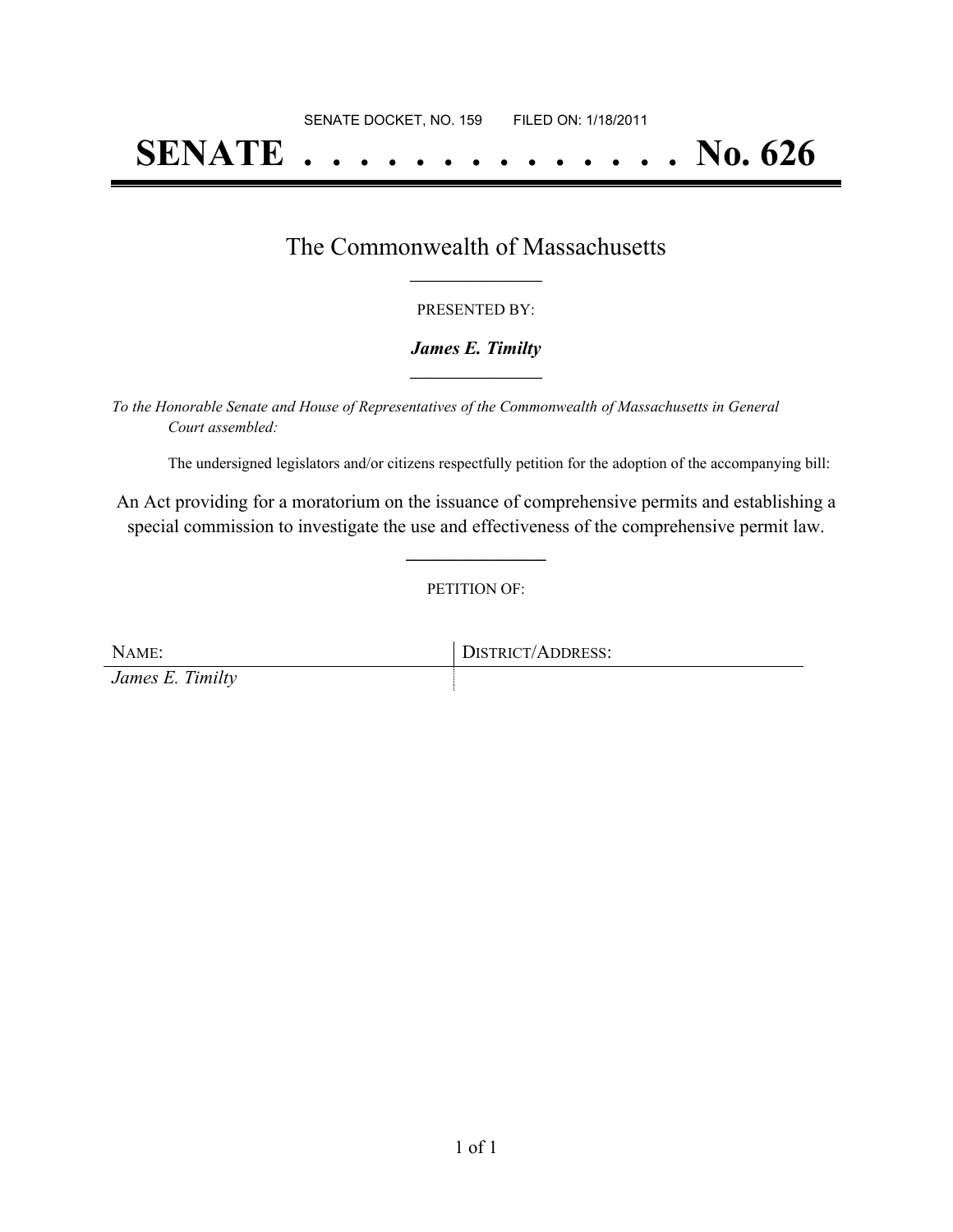SENATE DOCKET, NO. 159        FILED ON: 1/18/2011

# SENATE . . . . . . . . . . . . . . No. 626

## The Commonwealth of Massachusetts

PRESENTED BY:

***James E. Timilty***

*To the Honorable Senate and House of Representatives of the Commonwealth of Massachusetts in General Court assembled:*

The undersigned legislators and/or citizens respectfully petition for the adoption of the accompanying bill:

An Act providing for a moratorium on the issuance of comprehensive permits and establishing a special commission to investigate the use and effectiveness of the comprehensive permit law.

PETITION OF:

| NAME: | DISTRICT/ADDRESS: |
| --- | --- |
| *James E. Timilty* | |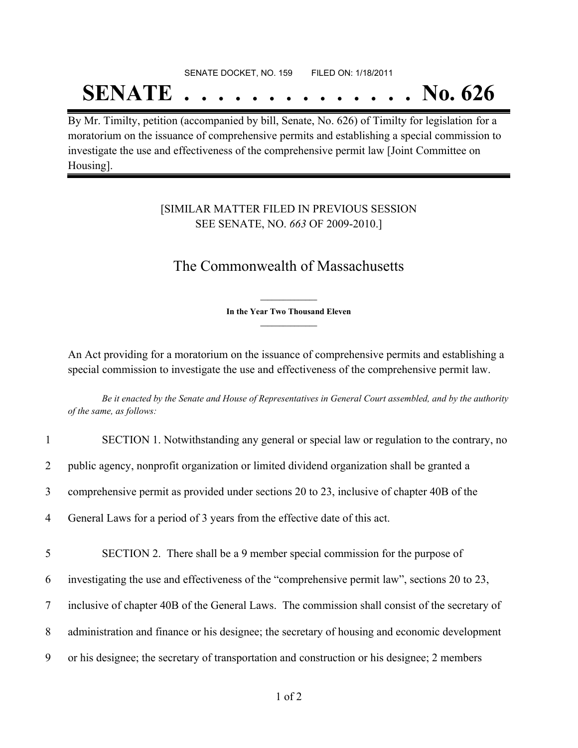SENATE DOCKET, NO. 159        FILED ON: 1/18/2011

# SENATE . . . . . . . . . . . . . . No. 626

By Mr. Timilty, petition (accompanied by bill, Senate, No. 626) of Timilty for legislation for a moratorium on the issuance of comprehensive permits and establishing a special commission to investigate the use and effectiveness of the comprehensive permit law [Joint Committee on Housing].

[SIMILAR MATTER FILED IN PREVIOUS SESSION
SEE SENATE, NO. *663* OF 2009-2010.]

## The Commonwealth of Massachusetts

**In the Year Two Thousand Eleven**

An Act providing for a moratorium on the issuance of comprehensive permits and establishing a special commission to investigate the use and effectiveness of the comprehensive permit law.

*Be it enacted by the Senate and House of Representatives in General Court assembled, and by the authority of the same, as follows:*

1 SECTION 1. Notwithstanding any general or special law or regulation to the contrary, no
2 public agency, nonprofit organization or limited dividend organization shall be granted a
3 comprehensive permit as provided under sections 20 to 23, inclusive of chapter 40B of the
4 General Laws for a period of 3 years from the effective date of this act.

5 SECTION 2. There shall be a 9 member special commission for the purpose of
6 investigating the use and effectiveness of the "comprehensive permit law", sections 20 to 23,
7 inclusive of chapter 40B of the General Laws. The commission shall consist of the secretary of
8 administration and finance or his designee; the secretary of housing and economic development
9 or his designee; the secretary of transportation and construction or his designee; 2 members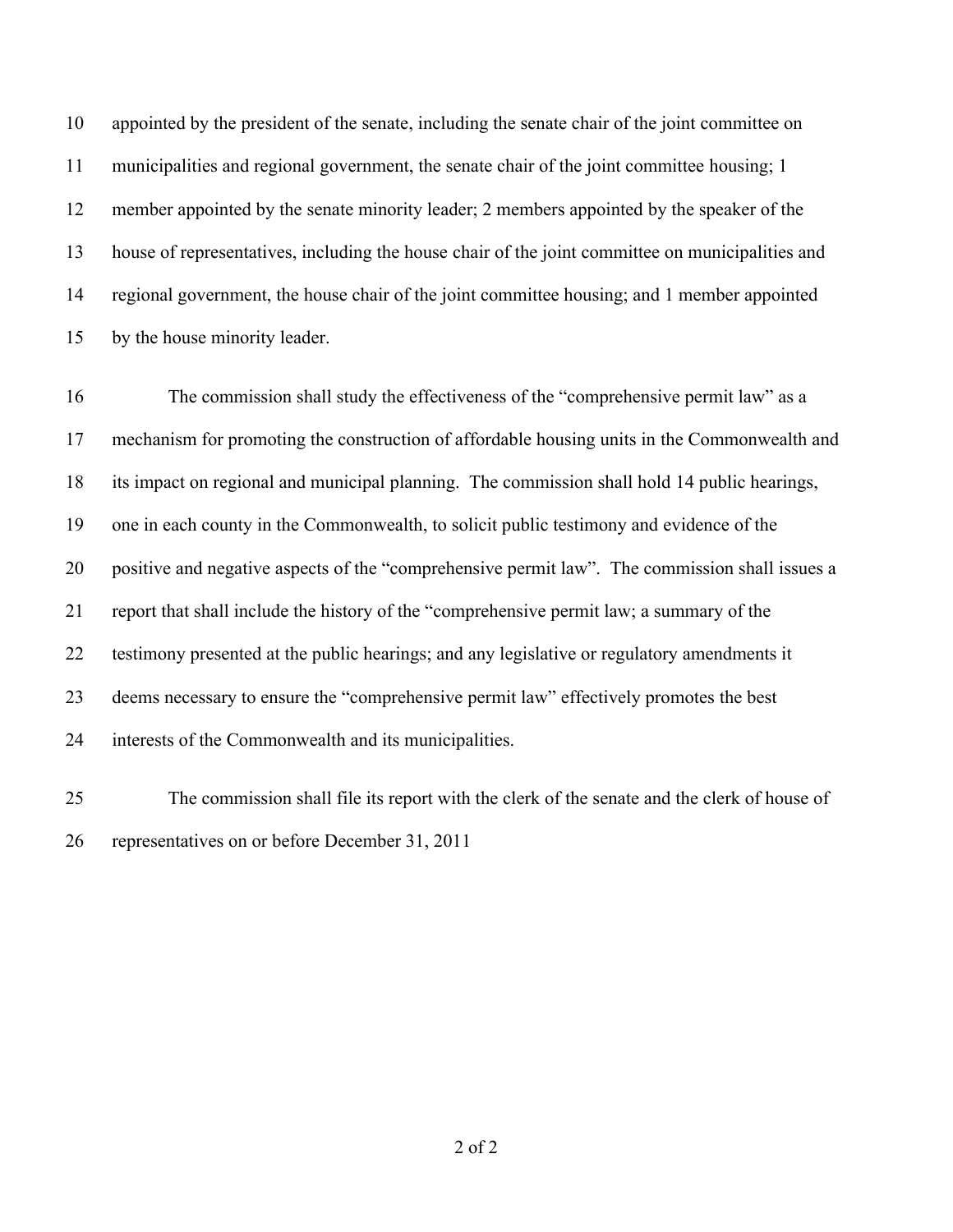10 appointed by the president of the senate, including the senate chair of the joint committee on
11 municipalities and regional government, the senate chair of the joint committee housing; 1
12 member appointed by the senate minority leader; 2 members appointed by the speaker of the
13 house of representatives, including the house chair of the joint committee on municipalities and
14 regional government, the house chair of the joint committee housing; and 1 member appointed
15 by the house minority leader.

16 The commission shall study the effectiveness of the "comprehensive permit law" as a
17 mechanism for promoting the construction of affordable housing units in the Commonwealth and
18 its impact on regional and municipal planning. The commission shall hold 14 public hearings,
19 one in each county in the Commonwealth, to solicit public testimony and evidence of the
20 positive and negative aspects of the "comprehensive permit law". The commission shall issues a
21 report that shall include the history of the "comprehensive permit law; a summary of the
22 testimony presented at the public hearings; and any legislative or regulatory amendments it
23 deems necessary to ensure the "comprehensive permit law" effectively promotes the best
24 interests of the Commonwealth and its municipalities.

25 The commission shall file its report with the clerk of the senate and the clerk of house of
26 representatives on or before December 31, 2011